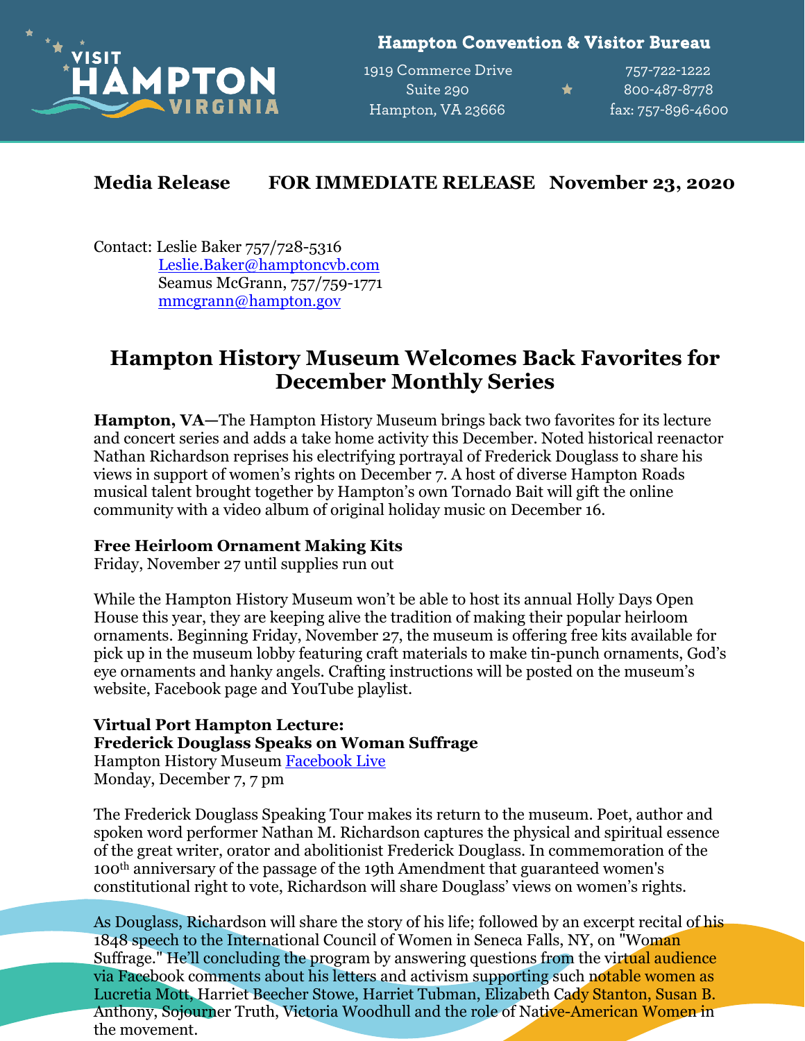Hampton Convention & Visitor Bureau

1919 Commerce Drive
Suite 290
Hampton, VA 23666

757-722-1222
800-487-8778
fax: 757-896-4600

**Media Release FOR IMMEDIATE RELEASE November 23, 2020**

Contact: Leslie Baker 757/728-5316
[Leslie.Baker@hamptoncvb.com](mailto:Leslie.Baker@hamptoncvb.com)
Seamus McGrann, 757/759-1771
[mmcgrann@hampton.gov](mailto:mmcgrann@hampton.gov)

# Hampton History Museum Welcomes Back Favorites for December Monthly Series

**Hampton, VA—**The Hampton History Museum brings back two favorites for its lecture and concert series and adds a take home activity this December. Noted historical reenactor Nathan Richardson reprises his electrifying portrayal of Frederick Douglass to share his views in support of women's rights on December 7. A host of diverse Hampton Roads musical talent brought together by Hampton's own Tornado Bait will gift the online community with a video album of original holiday music on December 16.

**Free Heirloom Ornament Making Kits**
Friday, November 27 until supplies run out

While the Hampton History Museum won't be able to host its annual Holly Days Open House this year, they are keeping alive the tradition of making their popular heirloom ornaments. Beginning Friday, November 27, the museum is offering free kits available for pick up in the museum lobby featuring craft materials to make tin-punch ornaments, God's eye ornaments and hanky angels. Crafting instructions will be posted on the museum's website, Facebook page and YouTube playlist.

**Virtual Port Hampton Lecture:**
**Frederick Douglass Speaks on Woman Suffrage**
Hampton History Museum Facebook Live
Monday, December 7, 7 pm

The Frederick Douglass Speaking Tour makes its return to the museum. Poet, author and spoken word performer Nathan M. Richardson captures the physical and spiritual essence of the great writer, orator and abolitionist Frederick Douglass. In commemoration of the 100th anniversary of the passage of the 19th Amendment that guaranteed women's constitutional right to vote, Richardson will share Douglass' views on women's rights.

As Douglass, Richardson will share the story of his life; followed by an excerpt recital of his 1848 speech to the International Council of Women in Seneca Falls, NY, on "Woman Suffrage." He'll concluding the program by answering questions from the virtual audience via Facebook comments about his letters and activism supporting such notable women as Lucretia Mott, Harriet Beecher Stowe, Harriet Tubman, Elizabeth Cady Stanton, Susan B. Anthony, Sojourner Truth, Victoria Woodhull and the role of Native-American Women in the movement.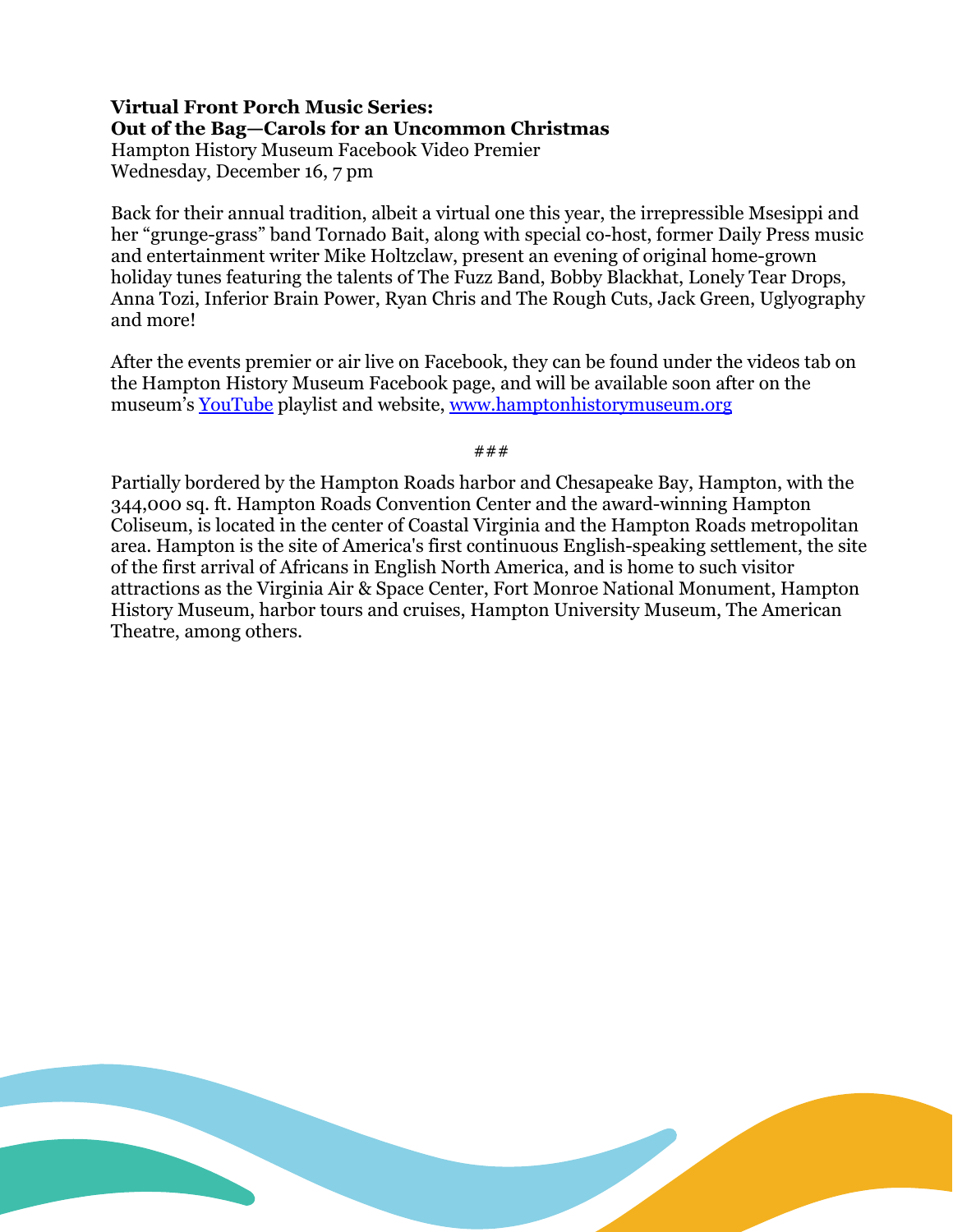**Virtual Front Porch Music Series:**
**Out of the Bag—Carols for an Uncommon Christmas**
Hampton History Museum Facebook Video Premier
Wednesday, December 16, 7 pm

Back for their annual tradition, albeit a virtual one this year, the irrepressible Msesippi and her "grunge-grass" band Tornado Bait, along with special co-host, former Daily Press music and entertainment writer Mike Holtzclaw, present an evening of original home-grown holiday tunes featuring the talents of The Fuzz Band, Bobby Blackhat, Lonely Tear Drops, Anna Tozi, Inferior Brain Power, Ryan Chris and The Rough Cuts, Jack Green, Uglyography and more!

After the events premier or air live on Facebook, they can be found under the videos tab on the Hampton History Museum Facebook page, and will be available soon after on the museum's [YouTube](YouTube) playlist and website, [www.hamptonhistorymuseum.org](www.hamptonhistorymuseum.org)

###

Partially bordered by the Hampton Roads harbor and Chesapeake Bay, Hampton, with the 344,000 sq. ft. Hampton Roads Convention Center and the award-winning Hampton Coliseum, is located in the center of Coastal Virginia and the Hampton Roads metropolitan area. Hampton is the site of America's first continuous English-speaking settlement, the site of the first arrival of Africans in English North America, and is home to such visitor attractions as the Virginia Air & Space Center, Fort Monroe National Monument, Hampton History Museum, harbor tours and cruises, Hampton University Museum, The American Theatre, among others.